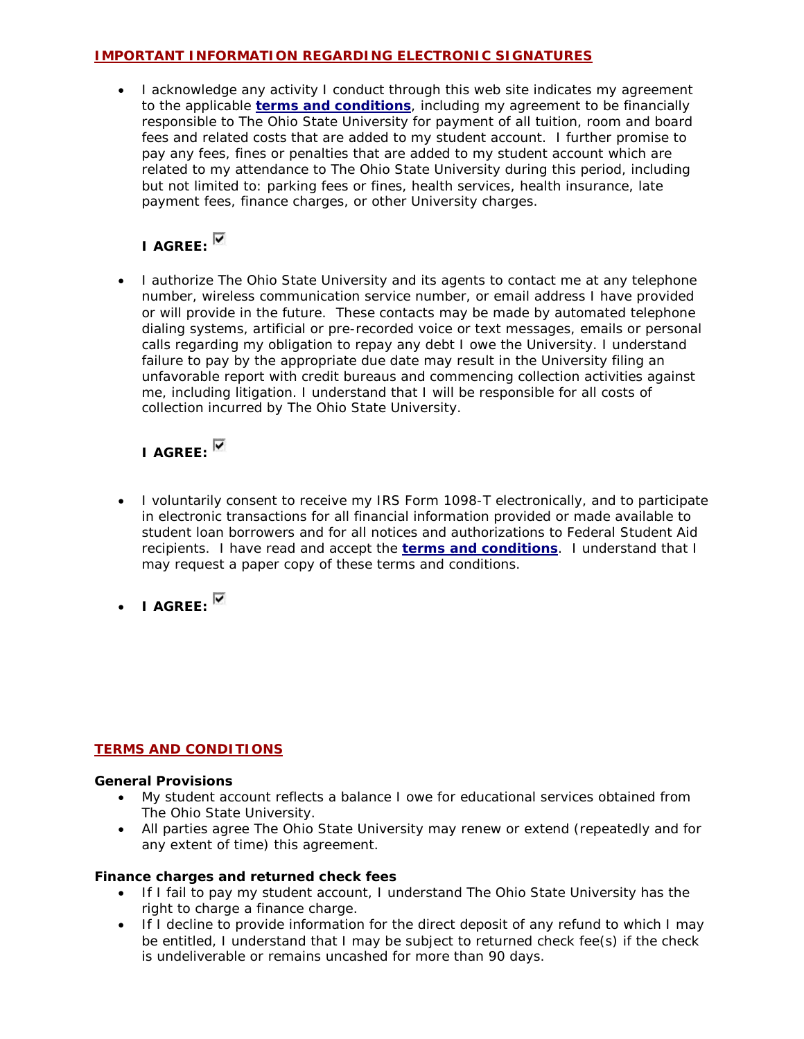## IMPORTANT INFORMATION REGARDING ELECTRONIC SIGNATURES

- I acknowledge any activity I conduct through this web site indicates my agreement to the applicable **terms and conditions**, including my agreement to be financially responsible to The Ohio State University for payment of all tuition, room and board fees and related costs that are added to my student account. I further promise to pay any fees, fines or penalties that are added to my student account which are related to my attendance to The Ohio State University during this period, including but not limited to: parking fees or fines, health services, health insurance, late payment fees, finance charges, or other University charges.

  **I AGREE:** ☑

- I authorize The Ohio State University and its agents to contact me at any telephone number, wireless communication service number, or email address I have provided or will provide in the future. These contacts may be made by automated telephone dialing systems, artificial or pre-recorded voice or text messages, emails or personal calls regarding my obligation to repay any debt I owe the University. I understand failure to pay by the appropriate due date may result in the University filing an unfavorable report with credit bureaus and commencing collection activities against me, including litigation. I understand that I will be responsible for all costs of collection incurred by The Ohio State University.

  **I AGREE:** ☑

- I voluntarily consent to receive my IRS Form 1098-T electronically, and to participate in electronic transactions for all financial information provided or made available to student loan borrowers and for all notices and authorizations to Federal Student Aid recipients. I have read and accept the **terms and conditions**. I understand that I may request a paper copy of these terms and conditions.

- **I AGREE:** ☑

## TERMS AND CONDITIONS

**General Provisions**

- My student account reflects a balance I owe for educational services obtained from The Ohio State University.
- All parties agree The Ohio State University may renew or extend (repeatedly and for any extent of time) this agreement.

**Finance charges and returned check fees**

- If I fail to pay my student account, I understand The Ohio State University has the right to charge a finance charge.
- If I decline to provide information for the direct deposit of any refund to which I may be entitled, I understand that I may be subject to returned check fee(s) if the check is undeliverable or remains uncashed for more than 90 days.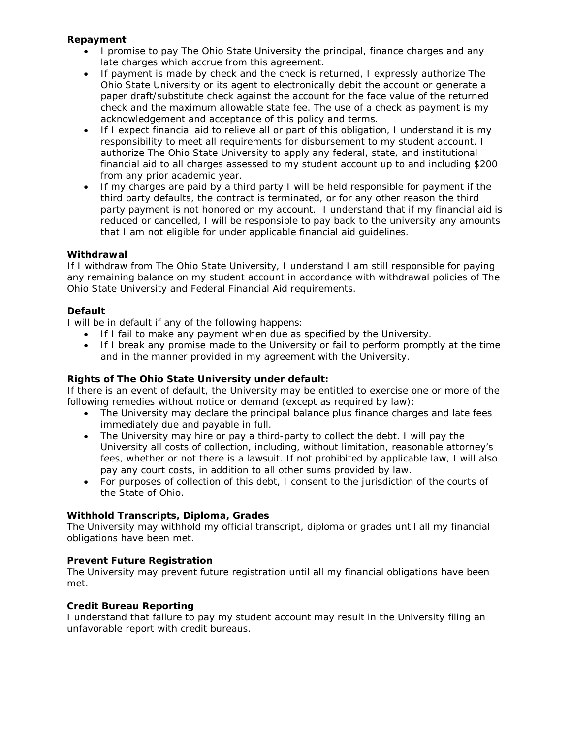**Repayment**

- I promise to pay The Ohio State University the principal, finance charges and any late charges which accrue from this agreement.
- If payment is made by check and the check is returned, I expressly authorize The Ohio State University or its agent to electronically debit the account or generate a paper draft/substitute check against the account for the face value of the returned check and the maximum allowable state fee. The use of a check as payment is my acknowledgement and acceptance of this policy and terms.
- If I expect financial aid to relieve all or part of this obligation, I understand it is my responsibility to meet all requirements for disbursement to my student account. I authorize The Ohio State University to apply any federal, state, and institutional financial aid to all charges assessed to my student account up to and including $200 from any prior academic year.
- If my charges are paid by a third party I will be held responsible for payment if the third party defaults, the contract is terminated, or for any other reason the third party payment is not honored on my account. I understand that if my financial aid is reduced or cancelled, I will be responsible to pay back to the university any amounts that I am not eligible for under applicable financial aid guidelines.

**Withdrawal**

If I withdraw from The Ohio State University, I understand I am still responsible for paying any remaining balance on my student account in accordance with withdrawal policies of The Ohio State University and Federal Financial Aid requirements.

**Default**

I will be in default if any of the following happens:

- If I fail to make any payment when due as specified by the University.
- If I break any promise made to the University or fail to perform promptly at the time and in the manner provided in my agreement with the University.

**Rights of The Ohio State University under default:**

If there is an event of default, the University may be entitled to exercise one or more of the following remedies without notice or demand (except as required by law):

- The University may declare the principal balance plus finance charges and late fees immediately due and payable in full.
- The University may hire or pay a third-party to collect the debt. I will pay the University all costs of collection, including, without limitation, reasonable attorney's fees, whether or not there is a lawsuit. If not prohibited by applicable law, I will also pay any court costs, in addition to all other sums provided by law.
- For purposes of collection of this debt, I consent to the jurisdiction of the courts of the State of Ohio.

**Withhold Transcripts, Diploma, Grades**

The University may withhold my official transcript, diploma or grades until all my financial obligations have been met.

**Prevent Future Registration**

The University may prevent future registration until all my financial obligations have been met.

**Credit Bureau Reporting**

I understand that failure to pay my student account may result in the University filing an unfavorable report with credit bureaus.